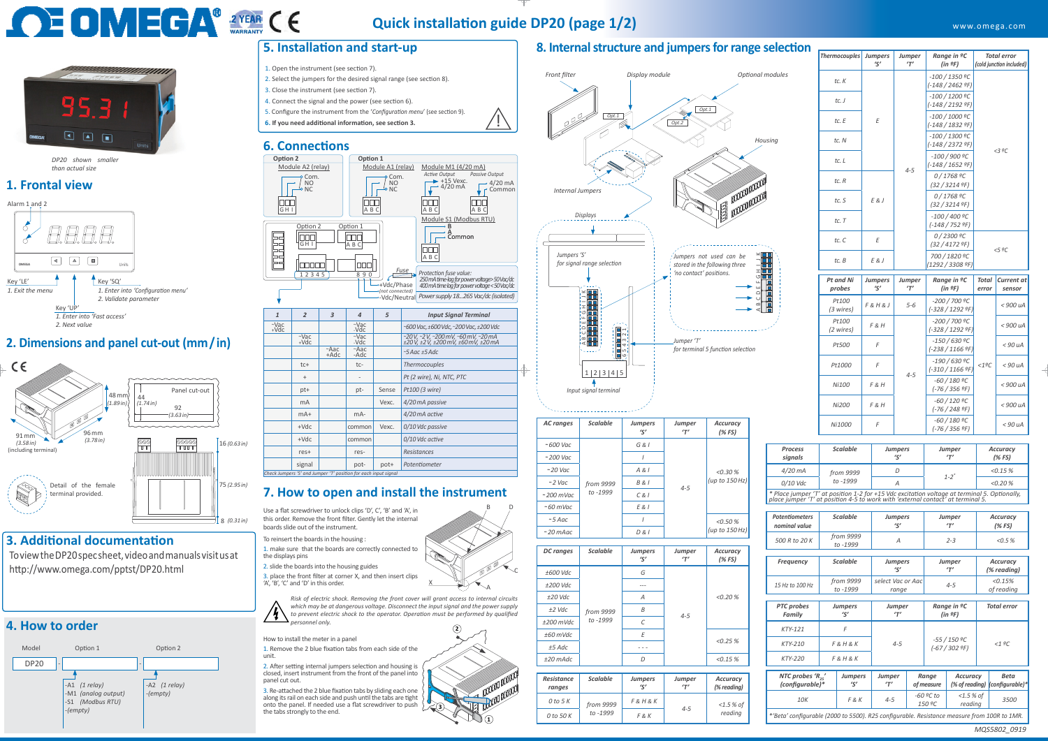# Quick installation guide DP20 (page 1/2)

DP20 shown smaller than actual size

## 1. Frontal view

Alarm 1 and 2

Key 'LE'
1. Exit the menu

Key 'SQ'
1. Enter into 'Configuration menu'
2. Validate parameter

Key 'UP'
1. Enter into 'Fast access'
2. Next value

## 2. Dimensions and panel cut-out (mm / in)

48 mm (1.89 in)
91 mm (3.58 in) (including terminal)
96 mm (3.78 in)
Panel cut-out
44 (1.74 in)
92 (3.63 in)
16 (0.63 in)
75 (2.95 in)
8 (0.31 in)

Detail of the female terminal provided.

## 3. Additional documentation

To view the DP20 spec sheet, video and manuals visit us at http://www.omega.com/pptst/DP20.html

## 4. How to order

| Model | Option 1 | Option 2 |
|---|---|---|
| DP20 | -A1 (1 relay) -M1 (analog output) -S1 (Modbus RTU) -(empty) | -A2 (1 relay) -(empty) |

## 5. Installation and start-up

1. Open the instrument (see section 7).
2. Select the jumpers for the desired signal range (see section 8).
3. Close the instrument (see section 7).
4. Connect the signal and the power (see section 6).
5. Configure the instrument from the 'Configuration menu' (see section 9).
6. **If you need additional information, see section 3.**

## 6. Connections

Option 2 — Module A2 (relay): Com., NO, NC (G H I)

Option 1 — Module A1 (relay): Com., NO, NC (A B C)

Module M1 (4/20 mA): Active Output: +15 Vexc., 4/20 mA (A B C); Passive Output: 4/20 mA, Common (A B C)

Module S1 (Modbus RTU): B, A, Common (A B C)

Fuse

+Vdc/Phase, (not connected), -Vdc/Neutral

Protection fuse value: 250 mA time-lag for power voltage > 50 Vac/dc; 400 mA time-lag for power voltage < 50 Vac/dc

Power supply 18...265 Vac/dc (isolated)

| 1 | 2 | 3 | 4 | 5 | Input Signal Terminal |
|---|---|---|---|---|---|
| -Vac +Vdc | | | -Vac -Vdc | | ~600 Vac, ±600 Vdc, ~200 Vac, ±200 Vdc |
| | -Vac +Vdc | | -Vac -Vdc | | ~20V, ~2V, ~200 mV, ~60 mV, ~20 mA ±20 V, ±2 V, ±200 mV, ±60 mV, ±20 mA |
| | | -Aac +Adc | -Aac -Adc | | ~5 Aac ±5 Adc |
| | tc+ | | tc- | | Thermocouples |
| | + | | - | | Pt (2 wire), Ni, NTC, PTC |
| | pt+ | | pt- | Sense | Pt100 (3 wire) |
| | mA | | | Vexc. | 4/20 mA passive |
| | mA+ | | mA- | | 4/20 mA active |
| | +Vdc | | common | Vexc. | 0/10 Vdc passive |
| | +Vdc | | common | | 0/10 Vdc active |
| | res+ | | res- | | Resistances |
| | signal | | pot- | pot+ | Potentiometer |

Check jumpers 'S' and jumper 'T' position for each input signal

## 7. How to open and install the instrument

Use a flat screwdriver to unlock clips 'D', 'C', 'B' and 'A', in this order. Remove the front filter. Gently let the internal boards slide out of the instrument.

To reinsert the boards in the housing :

1. make sure that the boards are correctly connected to the displays pins
2. slide the boards into the housing guides
3. place the front filter at corner X, and then insert clips 'A', 'B', 'C' and 'D' in this order.

*Risk of electric shock. Removing the front cover will grant access to internal circuits which may be at dangerous voltage. Disconnect the input signal and the power supply to prevent electric shock to the operator. Operation must be performed by qualified personnel only.*

How to install the meter in a panel

1. Remove the 2 blue fixation tabs from each side of the unit.
2. After setting internal jumpers selection and housing is closed, insert instrument from the front of the panel into panel cut out.
3. Re-attached the 2 blue fixation tabs by sliding each one along its rail on each side and push until the tabs are tight onto the panel. If needed use a flat screwdriver to push the tabs strongly to the end.

## 8. Internal structure and jumpers for range selection

Front filter, Display module, Optional modules (Opt.1, Opt.2), Housing, Internal Jumpers, Displays

Jumpers 'S' for signal range selection

Jumpers not used can be stored in the following three 'no contact' positions.

Jumper 'T' for terminal 5 function selection

Input signal terminal

| Thermocouples | Jumpers 'S' | Jumper 'T' | Range in ºC (in ºF) | Total error (cold junction included) |
|---|---|---|---|---|
| tc. K | E | 4-5 | -100 / 1350 ºC (-148 / 2462 ºF) | <3 ºC |
| tc. J | E | 4-5 | -100 / 1200 ºC (-148 / 2192 ºF) | <3 ºC |
| tc. E | E | 4-5 | -100 / 1000 ºC (-148 / 1832 ºF) | <3 ºC |
| tc. N | E | 4-5 | -100 / 1300 ºC (-148 / 2372 ºF) | <3 ºC |
| tc. L | E | 4-5 | -100 / 900 ºC (-148 / 1652 ºF) | <3 ºC |
| tc. R | E | 4-5 | 0 / 1768 ºC (32 / 3214 ºF) | <3 ºC |
| tc. S | E & J | 4-5 | 0 / 1768 ºC (32 / 3214 ºF) | <3 ºC |
| tc. T | E | 4-5 | -100 / 400 ºC (-148 / 752 ºF) | <3 ºC |
| tc. C | E | 4-5 | 0 / 2300 ºC (32 / 4172 ºF) | <5 ºC |
| tc. B | E & J | 4-5 | 700 / 1820 ºC (1292 / 3308 ºF) | <5 ºC |

| Pt and Ni probes | Jumpers 'S' | Jumper 'T' | Range in ºC (in ºF) | Total error | Current at sensor |
|---|---|---|---|---|---|
| Pt100 (3 wires) | F & H & J | 5-6 | -200 / 700 ºC (-328 / 1292 ºF) | <1ºC | < 900 uA |
| Pt100 (2 wires) | F & H | 4-5 | -200 / 700 ºC (-328 / 1292 ºF) | <1ºC | < 900 uA |
| Pt500 | F | 4-5 | -150 / 630 ºC (-238 / 1166 ºF) | <1ºC | < 90 uA |
| Pt1000 | F | 4-5 | -190 / 630 ºC (-310 / 1166 ºF) | <1ºC | < 90 uA |
| Ni100 | F & H | 4-5 | -60 / 180 ºC (-76 / 356 ºF) | <1ºC | < 900 uA |
| Ni200 | F & H | 4-5 | -60 / 120 ºC (-76 / 248 ºF) | <1ºC | < 900 uA |
| Ni1000 | F | 4-5 | -60 / 180 ºC (-76 / 356 ºF) | <1ºC | < 90 uA |

| AC ranges | Scalable | Jumpers 'S' | Jumper 'T' | Accuracy (% FS) |
|---|---|---|---|---|
| ~600 Vac | from 9999 to -1999 | G & I | 4-5 | <0.30 % (up to 150 Hz) |
| ~200 Vac | from 9999 to -1999 | I | 4-5 | <0.30 % (up to 150 Hz) |
| ~20 Vac | from 9999 to -1999 | A & I | 4-5 | <0.30 % (up to 150 Hz) |
| ~2 Vac | from 9999 to -1999 | B & I | 4-5 | <0.30 % (up to 150 Hz) |
| ~200 mVac | from 9999 to -1999 | C & I | 4-5 | <0.30 % (up to 150 Hz) |
| ~60 mVac | from 9999 to -1999 | E & I | 4-5 | <0.30 % (up to 150 Hz) |
| ~5 Aac | from 9999 to -1999 | I | 4-5 | <0.50 % (up to 150 Hz) |
| ~20 mAac | from 9999 to -1999 | D & I | 4-5 | <0.50 % (up to 150 Hz) |

| DC ranges | Scalable | Jumpers 'S' | Jumper 'T' | Accuracy (% FS) |
|---|---|---|---|---|
| ±600 Vdc | from 9999 to -1999 | G | 4-5 | <0.20 % |
| ±200 Vdc | from 9999 to -1999 | --- | 4-5 | <0.20 % |
| ±20 Vdc | from 9999 to -1999 | A | 4-5 | <0.20 % |
| ±2 Vdc | from 9999 to -1999 | B | 4-5 | <0.20 % |
| ±200 mVdc | from 9999 to -1999 | C | 4-5 | <0.20 % |
| ±60 mVdc | from 9999 to -1999 | E | 4-5 | <0.25 % |
| ±5 Adc | from 9999 to -1999 | - - - | 4-5 | <0.25 % |
| ±20 mAdc | from 9999 to -1999 | D | 4-5 | <0.15 % |

| Resistance ranges | Scalable | Jumpers 'S' | Jumper 'T' | Accuracy (% reading) |
|---|---|---|---|---|
| 0 to 5 K | from 9999 to -1999 | F & H & K | 4-5 | <1.5 % of reading |
| 0 to 50 K | from 9999 to -1999 | F & K | 4-5 | <1.5 % of reading |

| Process signals | Scalable | Jumpers 'S' | Jumper 'T' | Accuracy (% FS) |
|---|---|---|---|---|
| 4/20 mA | from 9999 to -1999 | D | 1-2* | <0.15 % |
| 0/10 Vdc | from 9999 to -1999 | A | 1-2* | <0.20 % |

\* Place jumper 'T' at position 1-2 for +15 Vdc excitation voltage at terminal 5. Optionally, place jumper 'T' at position 4-5 to work with 'external contact' at terminal 5.

| Potentiometers nominal value | Scalable | Jumpers 'S' | Jumper 'T' | Accuracy (% FS) |
|---|---|---|---|---|
| 500 R to 20 K | from 9999 to -1999 | A | 2-3 | <0.5 % |

| Frequency | Scalable | Jumpers 'S' | Jumper 'T' | Accuracy (% reading) |
|---|---|---|---|---|
| 15 Hz to 100 Hz | from 9999 to -1999 | select Vac or Aac range | 4-5 | <0.15% of reading |

| PTC probes Family | Jumpers 'S' | Jumper 'T' | Range in ºC (in ºF) | Total error |
|---|---|---|---|---|
| KTY-121 | F | 4-5 | -55 / 150 ºC (-67 / 302 ºF) | <1 ºC |
| KTY-210 | F & H & K | 4-5 | -55 / 150 ºC (-67 / 302 ºF) | <1 ºC |
| KTY-220 | F & H & K | 4-5 | -55 / 150 ºC (-67 / 302 ºF) | <1 ºC |

| NTC probes '$R_{25}$' (configurable)* | Jumpers 'S' | Jumper 'T' | Range of measure | Accuracy (% of reading) | Beta (configurable)* |
|---|---|---|---|---|---|
| 10K | F & K | 4-5 | -60 ºC to 150 ºC | <1.5 % of reading | 3500 |

\*'Beta' configurable (2000 to 5500). R25 configurable. Resistance measure from 100R to 1MR.

MQS5802_0919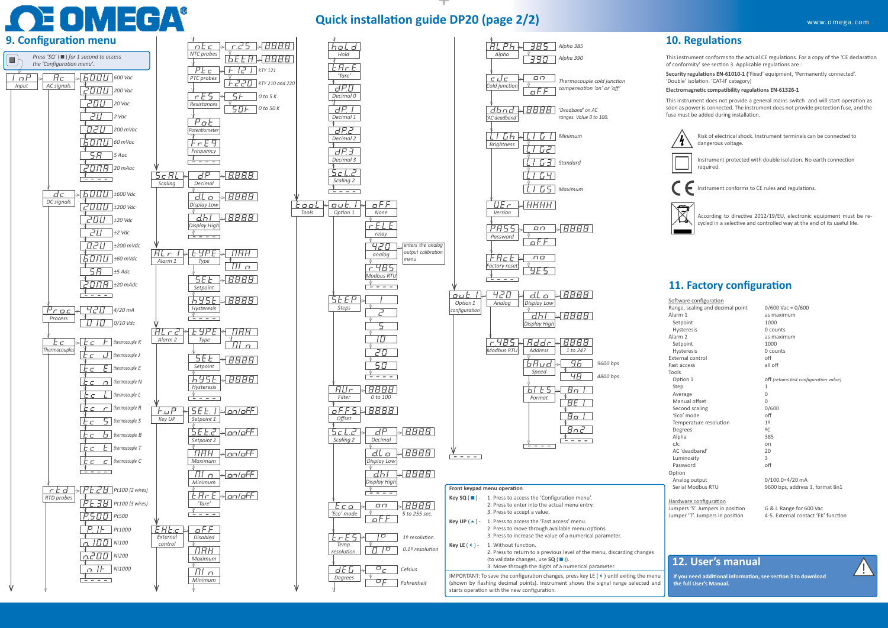# Quick installation guide DP20 (page 2/2)

## 9. Configuration menu

Press 'SQ' (■) for 1 second to access the 'Configuration menu'.

**InP** (Input)

- **Ac** (AC signals)
  - 600U – 600 Vac
  - 200U – 200 Vac
  - 20U – 20 Vac
  - 2U – 2 Vac
  - 02U – 200 mVac
  - 60NU – 60 mVac
  - 5A – 5 Aac
  - 20NA – 20 mAac
- **dc** (DC signals)
  - 600U – ±600 Vdc
  - 200U – ±200 Vdc
  - 20U – ±20 Vdc
  - 2U – ±2 Vdc
  - 02U – ±200 mVdc
  - 60NU – ±60 mVdc
  - 5A – ±5 Adc
  - 20NA – ±20 mAdc
- **ProC** (Process)
  - 420 – 4/20 mA
  - 010 – 0/10 Vdc
- **tc** (Thermocouples)
  - tc K – thermocouple K
  - tc J – thermocouple J
  - tc E – thermocouple E
  - tc n – thermocouple N
  - tc L – thermocouple L
  - tc r – thermocouple R
  - tc S – thermocouple S
  - tc b – thermocouple B
  - tc t – thermocouple T
  - tc c – thermocouple C
- **rtd** (RTD probes)
  - Pt.2U – Pt100 (2 wires)
  - Pt.3U – Pt100 (3 wires)
  - P500 – Pt500
  - P.1K – Pt1000
  - n.100 – Ni100
  - n.200 – Ni200
  - n.1K – Ni1000
- **ntc** (NTC probes)
  - r.25 – 8888
  - bEtA – 8888
- **Ptc** (PTC probes)
  - K121 – KTY 121
  - K220 – KTY 210 and 220
- **rES** (Resistances)
  - 5K – 0 to 5 K
  - 50K – 0 to 50 K
- **Pot** (Potentiometer)
- **FrEq** (Frequency)

**ScAL** (Scaling)

- dP (Decimal) – 8.8.8.8.
- dLo (Display Low) – 8888
- dHI (Display High) – 8888

**ALr1** (Alarm 1)

- tYPE (Type) – NAH / Nin
- SEt (Setpoint) – 8888
- hYSt (Hysteresis) – 8888

**ALr2** (Alarm 2)

- tYPE (Type) – NAH / Nin
- SEt (Setpoint) – 8888
- hYSt (Hysteresis) – 8888

**KuP** (Key UP)

- SEt.1 (Setpoint 1) – on/oFF
- SEt.2 (Setpoint 2) – on/oFF
- NAH (Maximum) – on/oFF
- Nin (Minimum) – on/oFF
- tArE ('Tare') – on/oFF

**EHt.c** (External control)

- oFF (Disabled)
- NAH (Maximum)
- Nin (Minimum)

**hoLd** (Hold)

**tArE** ('Tare')

**dP.0** (Decimal 0)

**dP.1** (Decimal 1)

**dP.2** (Decimal 2)

**dP.3** (Decimal 3)

**ScL.2** (Scaling 2)

**tooL** (Tools)

- **out.1** (Option 1)
  - oFF (None)
  - rELE (relay)
  - 420 (analog) – enters the analog output calibration menu
  - r485 (Modbus RTU)
- **StEP** (Steps) – 1 / 2 / 5 / 10 / 20 / 50
- **AUr** (Filter) – 888.8 (0 to 100)
- **oFFS** (Offset) – 8888
- **ScL.2** (Scaling 2)
  - dP (Decimal) – 8.8.8.8.
  - dLo (Display Low) – 8888
  - dHI (Display High) – 8888
- **Eco** ('Eco' mode)
  - on – 8888 (5 to 255 sec.)
  - oFF
- **t.rES** (Temp. resolution)
  - 1º – 1º resolution
  - 0.1º – 0.1º resolution
- **dEG** (Degrees)
  - ºc – Celsius
  - ºF – Fahrenheit
- **ALPh** (Alpha)
  - 385 – Alpha 385
  - 390 – Alpha 390
- **cJc** (Cold junction) – on / oFF – Thermocouple cold junction compensation 'on' or 'off'
- **dbnd** ('AC deadband') – 8888 – 'Deadband' on AC ranges. Value 0 to 100.
- **LIGh** (Brightness)
  - LIG1 – Minimum
  - LIG2
  - LIG3 – Standard
  - LIG4
  - LIG5 – Maximum
- **UEr** (Version) – HHHH
- **PASS** (Password)
  - on – 8888
  - oFF
- **FAct** (Factory reset)
  - no
  - YES

**out.1** (Option 1 configuration)

- **420** (Analog)
  - dLo (Display Low) – 8888
  - dHI (Display High) – 8888
- **r485** (Modbus RTU)
  - Addr (Address) – 8888 (1 to 247)
  - bAud (Speed)
    - 96 – 9600 bps
    - 48 – 4800 bps
  - bItS (Format)
    - 8n1
    - 8E1
    - 8o1
    - 8n2

### Front keypad menu operation

**Key SQ (■)** -
1. Press to access the 'Configuration menu'.
2. Press to enter into the actual menu entry.
3. Press to accept a value.

**Key UP (▲)** -
1. Press to access the 'Fast access' menu.
2. Press to move through available menu options.
3. Press to increase the value of a numerical parameter.

**Key LE (◄)** -
1. Without function.
2. Press to return to a previous level of the menu, discarding changes (to validate changes, use **SQ** (■)).
3. Press to move through the digits of a numerical parameter.

IMPORTANT: To save the configuration changes, press key LE (◄) until exiting the menu (shown by flashing decimal points). Instrument shows the signal range selected and starts operation with the new configuration.

## 10. Regulations

This instrument conforms to the actual CE regulations. For a copy of the 'CE declaration of conformity' see section 3. Applicable regulations are :

**Security regulations EN-61010-1 (**'Fixed' equipment, 'Permanently connected'. 'Double' isolation. 'CAT-II' category)

**Electromagnetic compatibility regulations EN-61326-1**

This instrument does not provide a general mains switch and will start operation as soon as power is connected. The instrument does not provide protection fuse, and the fuse must be added during installation.

Risk of electrical shock. Instrument terminals can be connected to dangerous voltage.

Instrument protected with double isolation. No earth connection required.

Instrument conforms to CE rules and regulations.

According to directive 2012/19/EU, electronic equipment must be re-cycled in a selective and controlled way at the end of its useful life.

## 11. Factory configuration

Software configuration

| | |
|---|---|
| Range, scaling and decimal point | 0/600 Vac = 0/600 |
| Alarm 1 | as maximum |
| Setpoint | 1000 |
| Hysteresis | 0 counts |
| Alarm 2 | as maximum |
| Setpoint | 1000 |
| Hysteresis | 0 counts |
| External control | off |
| Fast access | all off |
| Tools | |
| Option 1 | off *(retains last configuration value)* |
| Step | 1 |
| Average | 0 |
| Manual offset | 0 |
| Second scaling | 0/600 |
| 'Eco' mode | off |
| Temperature resolution | 1º |
| Degrees | ºC |
| Alpha | 385 |
| cJc | on |
| AC 'deadband' | 20 |
| Luminosity | 3 |
| Password | off |
| Option | |
| Analog output | 0/100.0=4/20 mA |
| Serial Modbus RTU | 9600 bps, address 1, format 8n1 |

Hardware configuration

| | |
|---|---|
| Jumpers 'S'. Jumpers in position | G & I. Range for 600 Vac |
| Jumper 'T'. Jumpers in position | 4-5. External contact 'EK' function |

## 12. User's manual

**If you need additional information, see section 3 to download the full User's Manual.**